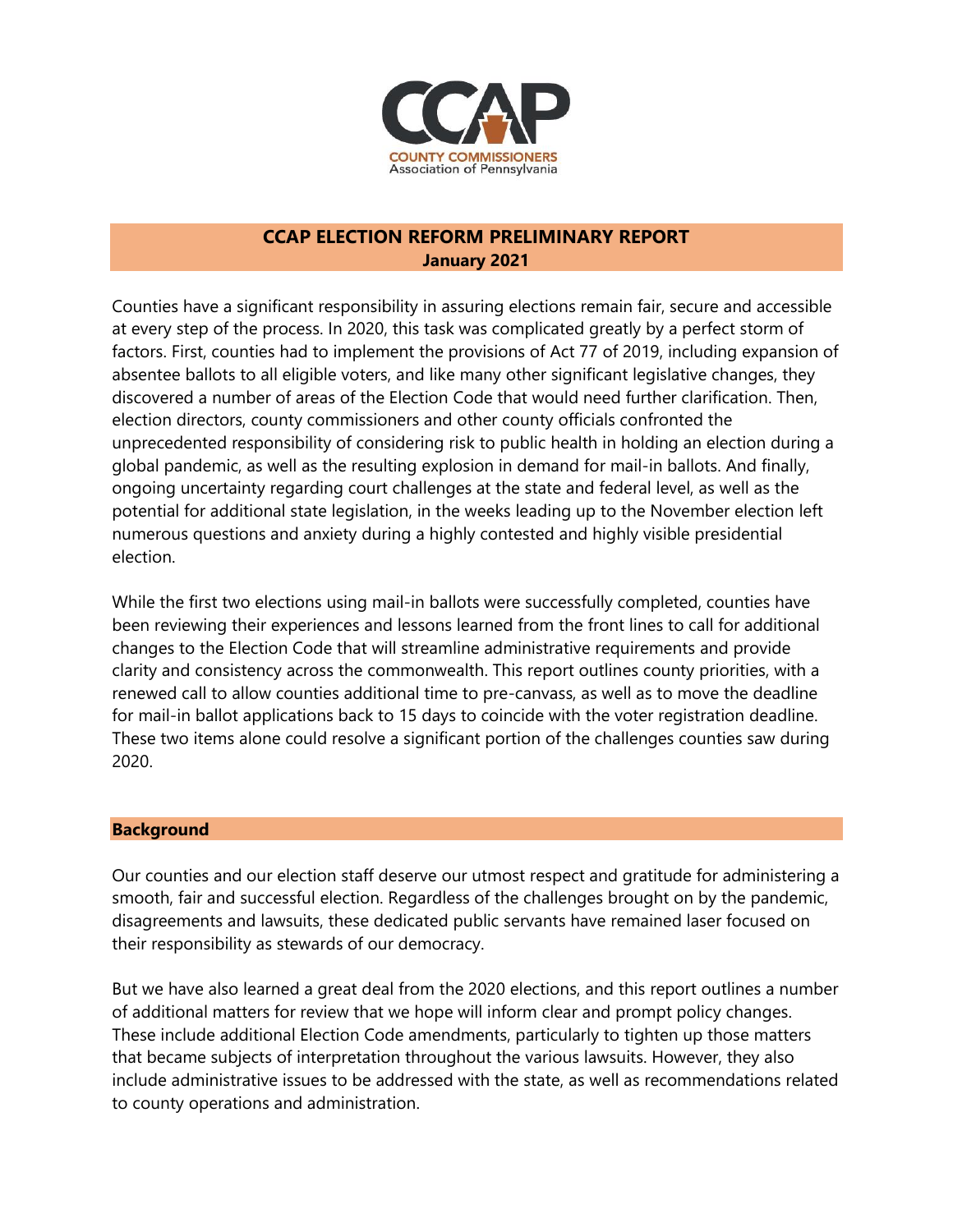CCAP

COUNTY COMMISSIONERS
Association of Pennsylvania

# CCAP ELECTION REFORM PRELIMINARY REPORT

**January 2021**

Counties have a significant responsibility in assuring elections remain fair, secure and accessible at every step of the process. In 2020, this task was complicated greatly by a perfect storm of factors. First, counties had to implement the provisions of Act 77 of 2019, including expansion of absentee ballots to all eligible voters, and like many other significant legislative changes, they discovered a number of areas of the Election Code that would need further clarification. Then, election directors, county commissioners and other county officials confronted the unprecedented responsibility of considering risk to public health in holding an election during a global pandemic, as well as the resulting explosion in demand for mail-in ballots. And finally, ongoing uncertainty regarding court challenges at the state and federal level, as well as the potential for additional state legislation, in the weeks leading up to the November election left numerous questions and anxiety during a highly contested and highly visible presidential election.

While the first two elections using mail-in ballots were successfully completed, counties have been reviewing their experiences and lessons learned from the front lines to call for additional changes to the Election Code that will streamline administrative requirements and provide clarity and consistency across the commonwealth. This report outlines county priorities, with a renewed call to allow counties additional time to pre-canvass, as well as to move the deadline for mail-in ballot applications back to 15 days to coincide with the voter registration deadline. These two items alone could resolve a significant portion of the challenges counties saw during 2020.

## Background

Our counties and our election staff deserve our utmost respect and gratitude for administering a smooth, fair and successful election. Regardless of the challenges brought on by the pandemic, disagreements and lawsuits, these dedicated public servants have remained laser focused on their responsibility as stewards of our democracy.

But we have also learned a great deal from the 2020 elections, and this report outlines a number of additional matters for review that we hope will inform clear and prompt policy changes. These include additional Election Code amendments, particularly to tighten up those matters that became subjects of interpretation throughout the various lawsuits. However, they also include administrative issues to be addressed with the state, as well as recommendations related to county operations and administration.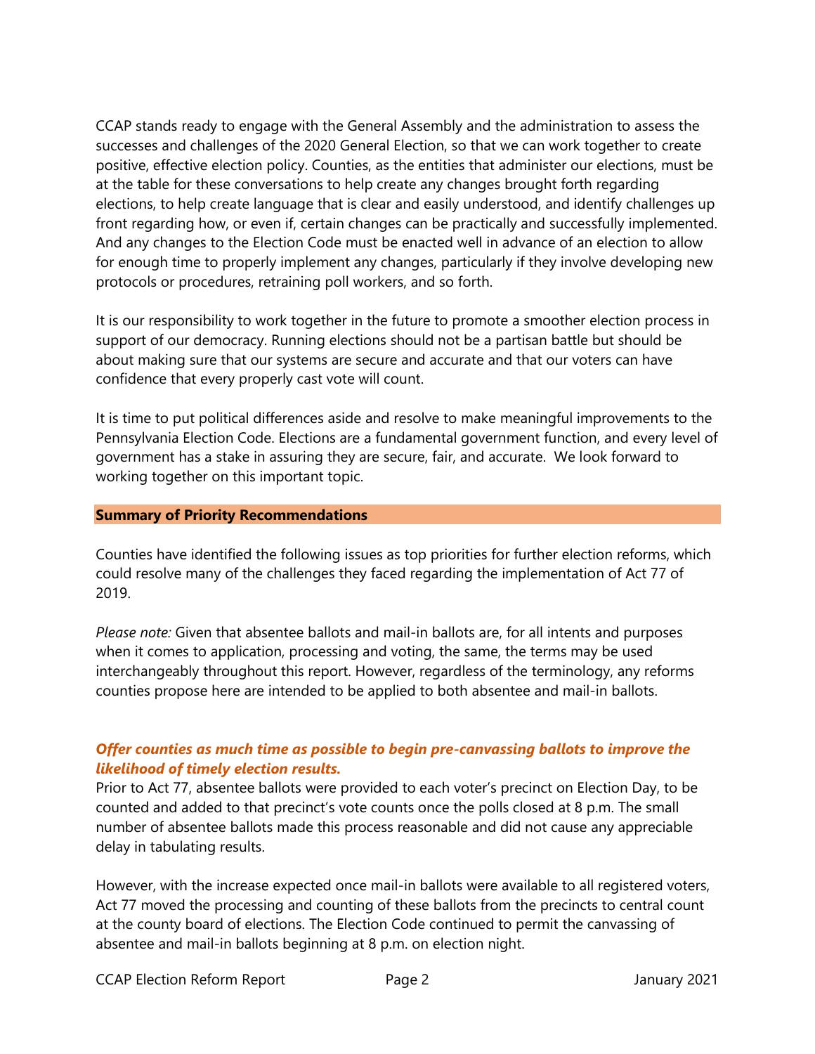CCAP stands ready to engage with the General Assembly and the administration to assess the successes and challenges of the 2020 General Election, so that we can work together to create positive, effective election policy. Counties, as the entities that administer our elections, must be at the table for these conversations to help create any changes brought forth regarding elections, to help create language that is clear and easily understood, and identify challenges up front regarding how, or even if, certain changes can be practically and successfully implemented. And any changes to the Election Code must be enacted well in advance of an election to allow for enough time to properly implement any changes, particularly if they involve developing new protocols or procedures, retraining poll workers, and so forth.

It is our responsibility to work together in the future to promote a smoother election process in support of our democracy. Running elections should not be a partisan battle but should be about making sure that our systems are secure and accurate and that our voters can have confidence that every properly cast vote will count.

It is time to put political differences aside and resolve to make meaningful improvements to the Pennsylvania Election Code. Elections are a fundamental government function, and every level of government has a stake in assuring they are secure, fair, and accurate. We look forward to working together on this important topic.

## Summary of Priority Recommendations

Counties have identified the following issues as top priorities for further election reforms, which could resolve many of the challenges they faced regarding the implementation of Act 77 of 2019.

*Please note:* Given that absentee ballots and mail-in ballots are, for all intents and purposes when it comes to application, processing and voting, the same, the terms may be used interchangeably throughout this report. However, regardless of the terminology, any reforms counties propose here are intended to be applied to both absentee and mail-in ballots.

### *Offer counties as much time as possible to begin pre-canvassing ballots to improve the likelihood of timely election results.*

Prior to Act 77, absentee ballots were provided to each voter's precinct on Election Day, to be counted and added to that precinct's vote counts once the polls closed at 8 p.m. The small number of absentee ballots made this process reasonable and did not cause any appreciable delay in tabulating results.

However, with the increase expected once mail-in ballots were available to all registered voters, Act 77 moved the processing and counting of these ballots from the precincts to central count at the county board of elections. The Election Code continued to permit the canvassing of absentee and mail-in ballots beginning at 8 p.m. on election night.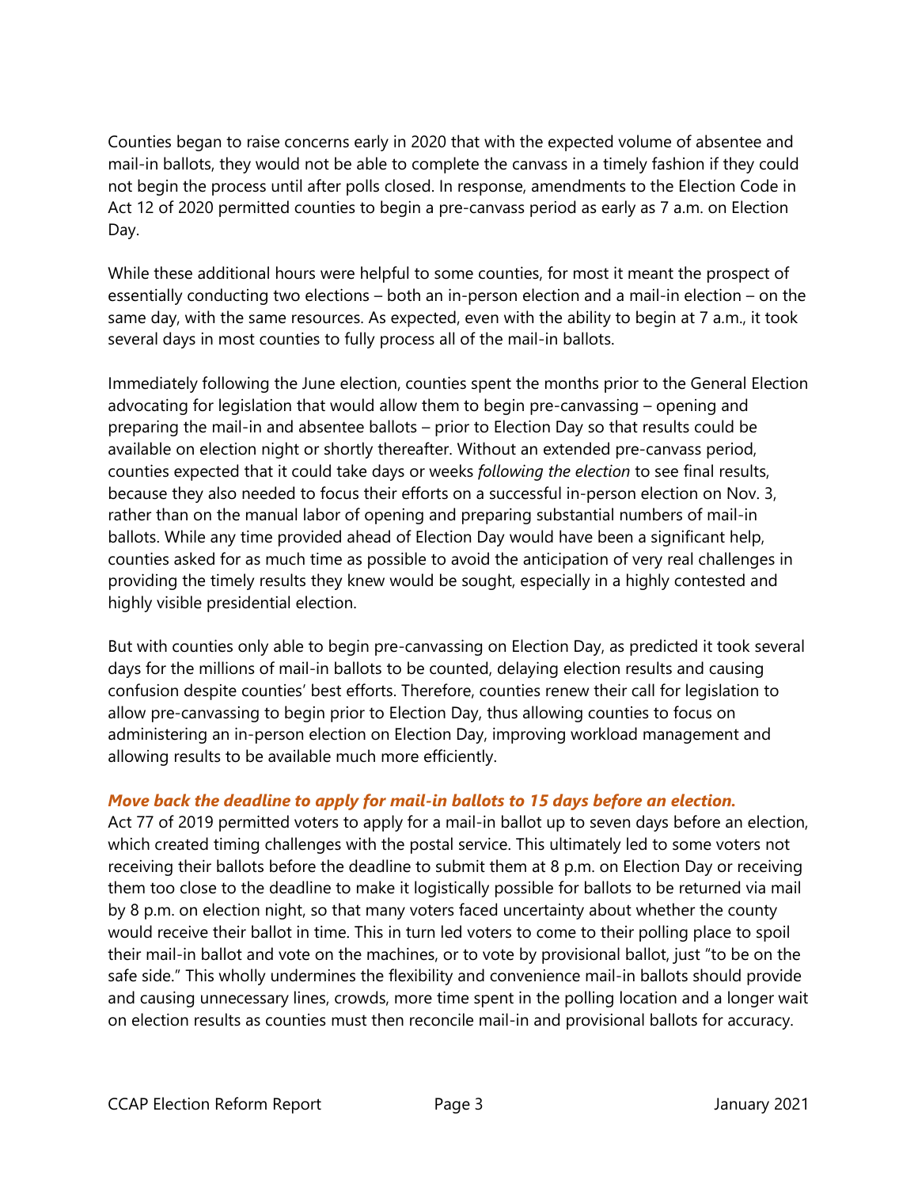Counties began to raise concerns early in 2020 that with the expected volume of absentee and mail-in ballots, they would not be able to complete the canvass in a timely fashion if they could not begin the process until after polls closed. In response, amendments to the Election Code in Act 12 of 2020 permitted counties to begin a pre-canvass period as early as 7 a.m. on Election Day.

While these additional hours were helpful to some counties, for most it meant the prospect of essentially conducting two elections – both an in-person election and a mail-in election – on the same day, with the same resources. As expected, even with the ability to begin at 7 a.m., it took several days in most counties to fully process all of the mail-in ballots.

Immediately following the June election, counties spent the months prior to the General Election advocating for legislation that would allow them to begin pre-canvassing – opening and preparing the mail-in and absentee ballots – prior to Election Day so that results could be available on election night or shortly thereafter. Without an extended pre-canvass period, counties expected that it could take days or weeks *following the election* to see final results, because they also needed to focus their efforts on a successful in-person election on Nov. 3, rather than on the manual labor of opening and preparing substantial numbers of mail-in ballots. While any time provided ahead of Election Day would have been a significant help, counties asked for as much time as possible to avoid the anticipation of very real challenges in providing the timely results they knew would be sought, especially in a highly contested and highly visible presidential election.

But with counties only able to begin pre-canvassing on Election Day, as predicted it took several days for the millions of mail-in ballots to be counted, delaying election results and causing confusion despite counties' best efforts. Therefore, counties renew their call for legislation to allow pre-canvassing to begin prior to Election Day, thus allowing counties to focus on administering an in-person election on Election Day, improving workload management and allowing results to be available much more efficiently.

***Move back the deadline to apply for mail-in ballots to 15 days before an election.***

Act 77 of 2019 permitted voters to apply for a mail-in ballot up to seven days before an election, which created timing challenges with the postal service. This ultimately led to some voters not receiving their ballots before the deadline to submit them at 8 p.m. on Election Day or receiving them too close to the deadline to make it logistically possible for ballots to be returned via mail by 8 p.m. on election night, so that many voters faced uncertainty about whether the county would receive their ballot in time. This in turn led voters to come to their polling place to spoil their mail-in ballot and vote on the machines, or to vote by provisional ballot, just "to be on the safe side." This wholly undermines the flexibility and convenience mail-in ballots should provide and causing unnecessary lines, crowds, more time spent in the polling location and a longer wait on election results as counties must then reconcile mail-in and provisional ballots for accuracy.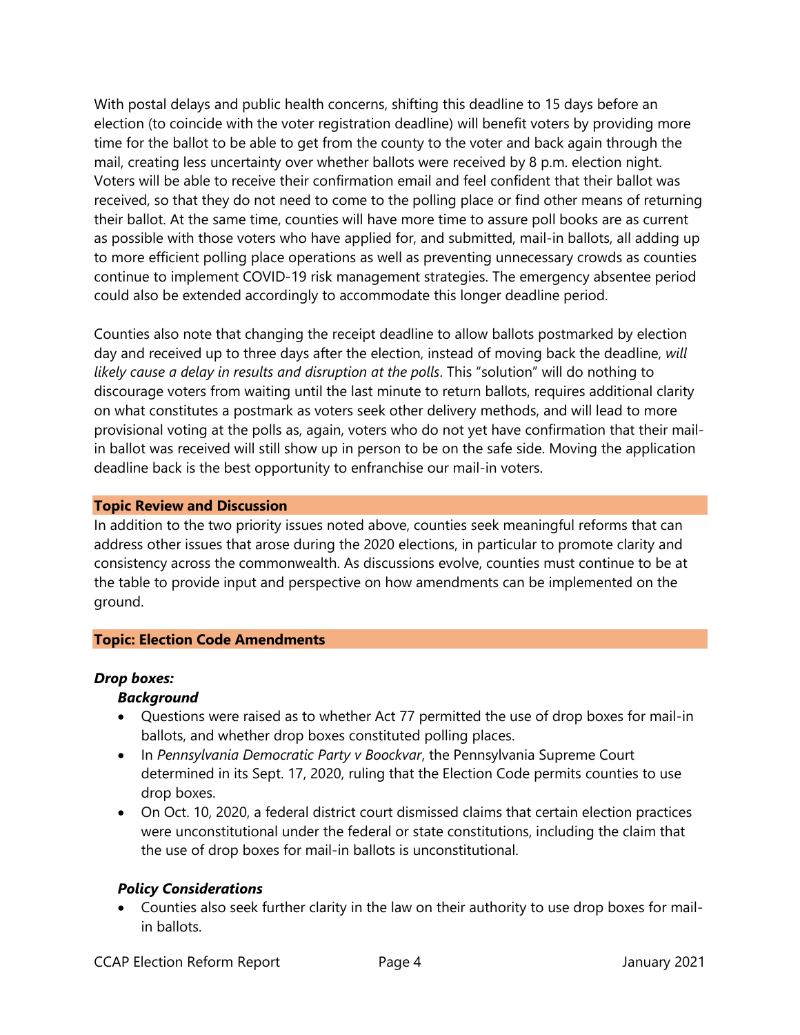With postal delays and public health concerns, shifting this deadline to 15 days before an election (to coincide with the voter registration deadline) will benefit voters by providing more time for the ballot to be able to get from the county to the voter and back again through the mail, creating less uncertainty over whether ballots were received by 8 p.m. election night. Voters will be able to receive their confirmation email and feel confident that their ballot was received, so that they do not need to come to the polling place or find other means of returning their ballot. At the same time, counties will have more time to assure poll books are as current as possible with those voters who have applied for, and submitted, mail-in ballots, all adding up to more efficient polling place operations as well as preventing unnecessary crowds as counties continue to implement COVID-19 risk management strategies. The emergency absentee period could also be extended accordingly to accommodate this longer deadline period.

Counties also note that changing the receipt deadline to allow ballots postmarked by election day and received up to three days after the election, instead of moving back the deadline, *will likely cause a delay in results and disruption at the polls*. This "solution" will do nothing to discourage voters from waiting until the last minute to return ballots, requires additional clarity on what constitutes a postmark as voters seek other delivery methods, and will lead to more provisional voting at the polls as, again, voters who do not yet have confirmation that their mail-in ballot was received will still show up in person to be on the safe side. Moving the application deadline back is the best opportunity to enfranchise our mail-in voters.

## Topic Review and Discussion

In addition to the two priority issues noted above, counties seek meaningful reforms that can address other issues that arose during the 2020 elections, in particular to promote clarity and consistency across the commonwealth. As discussions evolve, counties must continue to be at the table to provide input and perspective on how amendments can be implemented on the ground.

## Topic: Election Code Amendments

### *Drop boxes:*

#### *Background*

- Questions were raised as to whether Act 77 permitted the use of drop boxes for mail-in ballots, and whether drop boxes constituted polling places.
- In *Pennsylvania Democratic Party v Boockvar*, the Pennsylvania Supreme Court determined in its Sept. 17, 2020, ruling that the Election Code permits counties to use drop boxes.
- On Oct. 10, 2020, a federal district court dismissed claims that certain election practices were unconstitutional under the federal or state constitutions, including the claim that the use of drop boxes for mail-in ballots is unconstitutional.

#### *Policy Considerations*

- Counties also seek further clarity in the law on their authority to use drop boxes for mail-in ballots.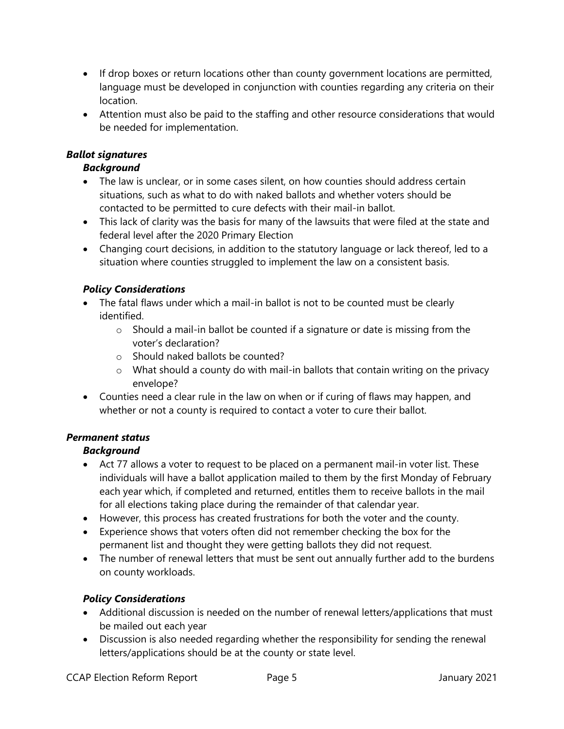- If drop boxes or return locations other than county government locations are permitted, language must be developed in conjunction with counties regarding any criteria on their location.
- Attention must also be paid to the staffing and other resource considerations that would be needed for implementation.

### *Ballot signatures*

#### *Background*

- The law is unclear, or in some cases silent, on how counties should address certain situations, such as what to do with naked ballots and whether voters should be contacted to be permitted to cure defects with their mail-in ballot.
- This lack of clarity was the basis for many of the lawsuits that were filed at the state and federal level after the 2020 Primary Election
- Changing court decisions, in addition to the statutory language or lack thereof, led to a situation where counties struggled to implement the law on a consistent basis.

#### *Policy Considerations*

- The fatal flaws under which a mail-in ballot is not to be counted must be clearly identified.
  - Should a mail-in ballot be counted if a signature or date is missing from the voter's declaration?
  - Should naked ballots be counted?
  - What should a county do with mail-in ballots that contain writing on the privacy envelope?
- Counties need a clear rule in the law on when or if curing of flaws may happen, and whether or not a county is required to contact a voter to cure their ballot.

### *Permanent status*

#### *Background*

- Act 77 allows a voter to request to be placed on a permanent mail-in voter list. These individuals will have a ballot application mailed to them by the first Monday of February each year which, if completed and returned, entitles them to receive ballots in the mail for all elections taking place during the remainder of that calendar year.
- However, this process has created frustrations for both the voter and the county.
- Experience shows that voters often did not remember checking the box for the permanent list and thought they were getting ballots they did not request.
- The number of renewal letters that must be sent out annually further add to the burdens on county workloads.

#### *Policy Considerations*

- Additional discussion is needed on the number of renewal letters/applications that must be mailed out each year
- Discussion is also needed regarding whether the responsibility for sending the renewal letters/applications should be at the county or state level.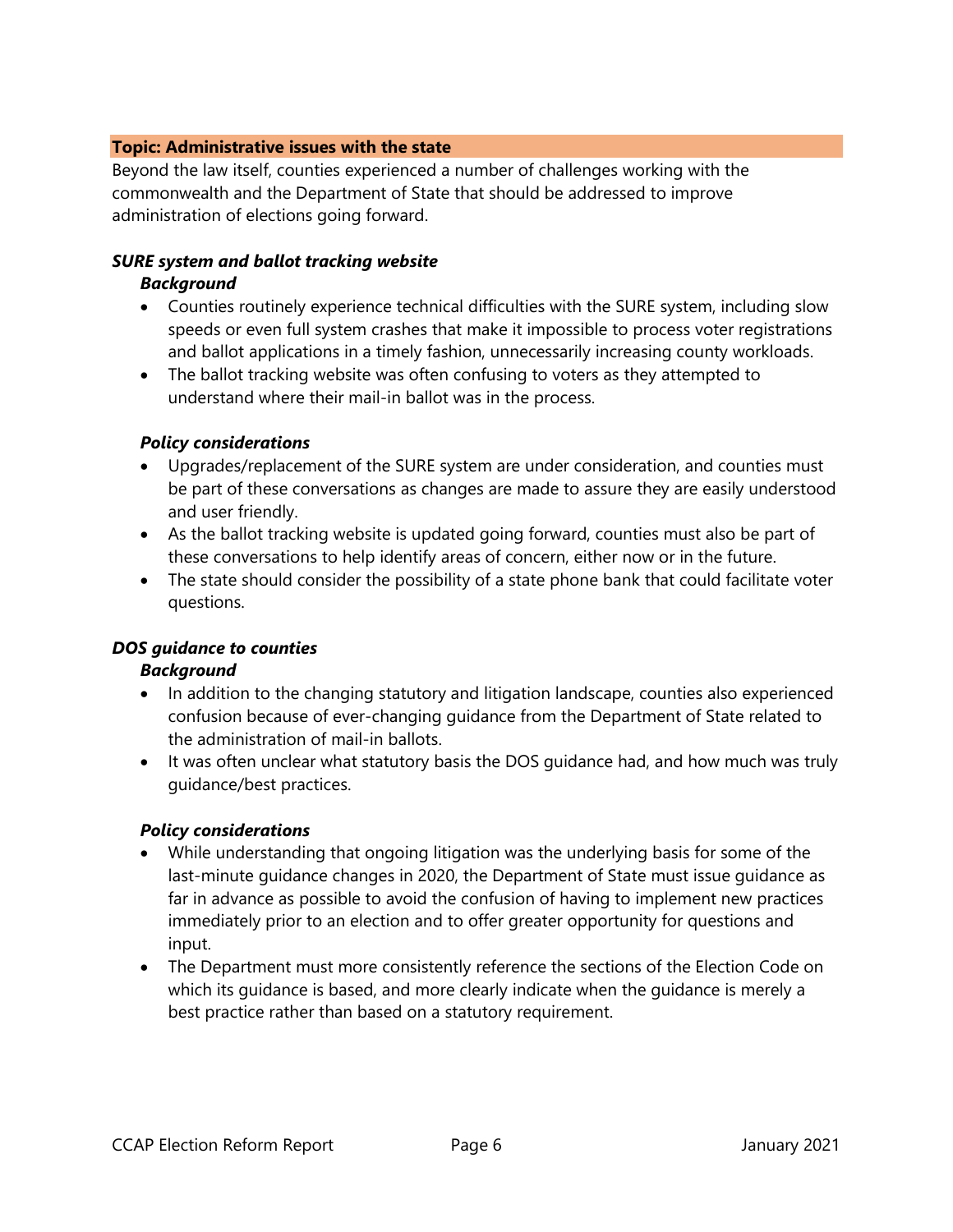## Topic: Administrative issues with the state

Beyond the law itself, counties experienced a number of challenges working with the commonwealth and the Department of State that should be addressed to improve administration of elections going forward.

### *SURE system and ballot tracking website*

#### *Background*

- Counties routinely experience technical difficulties with the SURE system, including slow speeds or even full system crashes that make it impossible to process voter registrations and ballot applications in a timely fashion, unnecessarily increasing county workloads.
- The ballot tracking website was often confusing to voters as they attempted to understand where their mail-in ballot was in the process.

#### *Policy considerations*

- Upgrades/replacement of the SURE system are under consideration, and counties must be part of these conversations as changes are made to assure they are easily understood and user friendly.
- As the ballot tracking website is updated going forward, counties must also be part of these conversations to help identify areas of concern, either now or in the future.
- The state should consider the possibility of a state phone bank that could facilitate voter questions.

### *DOS guidance to counties*

#### *Background*

- In addition to the changing statutory and litigation landscape, counties also experienced confusion because of ever-changing guidance from the Department of State related to the administration of mail-in ballots.
- It was often unclear what statutory basis the DOS guidance had, and how much was truly guidance/best practices.

#### *Policy considerations*

- While understanding that ongoing litigation was the underlying basis for some of the last-minute guidance changes in 2020, the Department of State must issue guidance as far in advance as possible to avoid the confusion of having to implement new practices immediately prior to an election and to offer greater opportunity for questions and input.
- The Department must more consistently reference the sections of the Election Code on which its guidance is based, and more clearly indicate when the guidance is merely a best practice rather than based on a statutory requirement.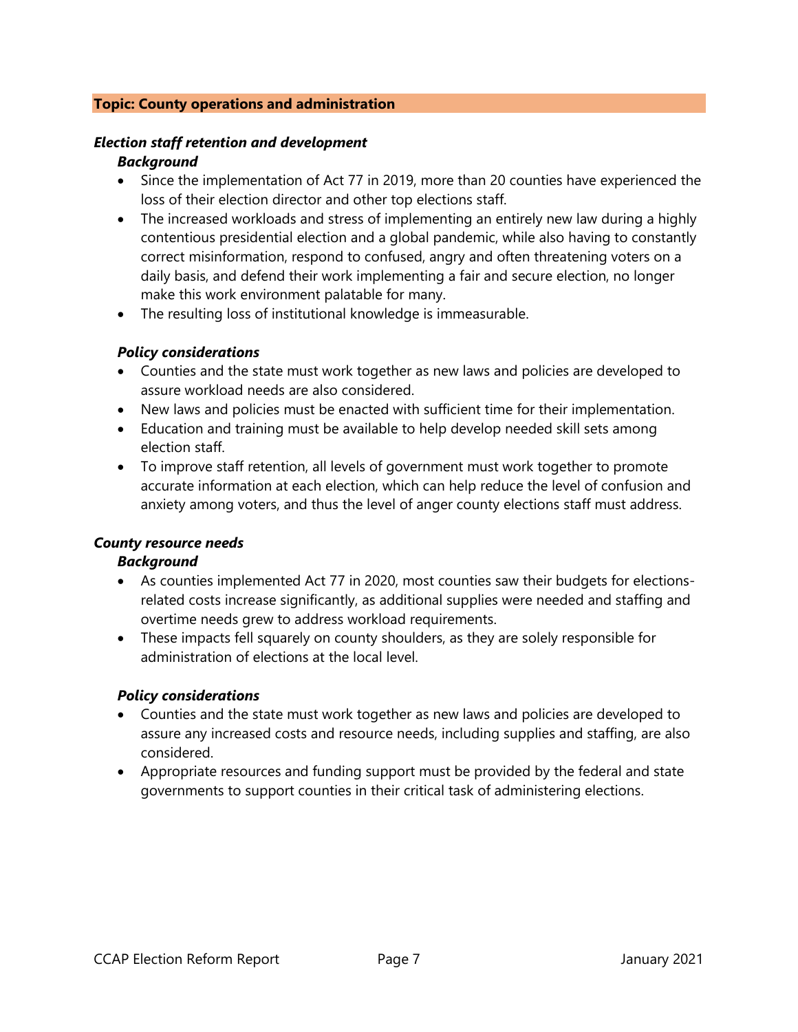## Topic: County operations and administration

### *Election staff retention and development*

#### *Background*

- Since the implementation of Act 77 in 2019, more than 20 counties have experienced the loss of their election director and other top elections staff.
- The increased workloads and stress of implementing an entirely new law during a highly contentious presidential election and a global pandemic, while also having to constantly correct misinformation, respond to confused, angry and often threatening voters on a daily basis, and defend their work implementing a fair and secure election, no longer make this work environment palatable for many.
- The resulting loss of institutional knowledge is immeasurable.

#### *Policy considerations*

- Counties and the state must work together as new laws and policies are developed to assure workload needs are also considered.
- New laws and policies must be enacted with sufficient time for their implementation.
- Education and training must be available to help develop needed skill sets among election staff.
- To improve staff retention, all levels of government must work together to promote accurate information at each election, which can help reduce the level of confusion and anxiety among voters, and thus the level of anger county elections staff must address.

### *County resource needs*

#### *Background*

- As counties implemented Act 77 in 2020, most counties saw their budgets for elections-related costs increase significantly, as additional supplies were needed and staffing and overtime needs grew to address workload requirements.
- These impacts fell squarely on county shoulders, as they are solely responsible for administration of elections at the local level.

#### *Policy considerations*

- Counties and the state must work together as new laws and policies are developed to assure any increased costs and resource needs, including supplies and staffing, are also considered.
- Appropriate resources and funding support must be provided by the federal and state governments to support counties in their critical task of administering elections.